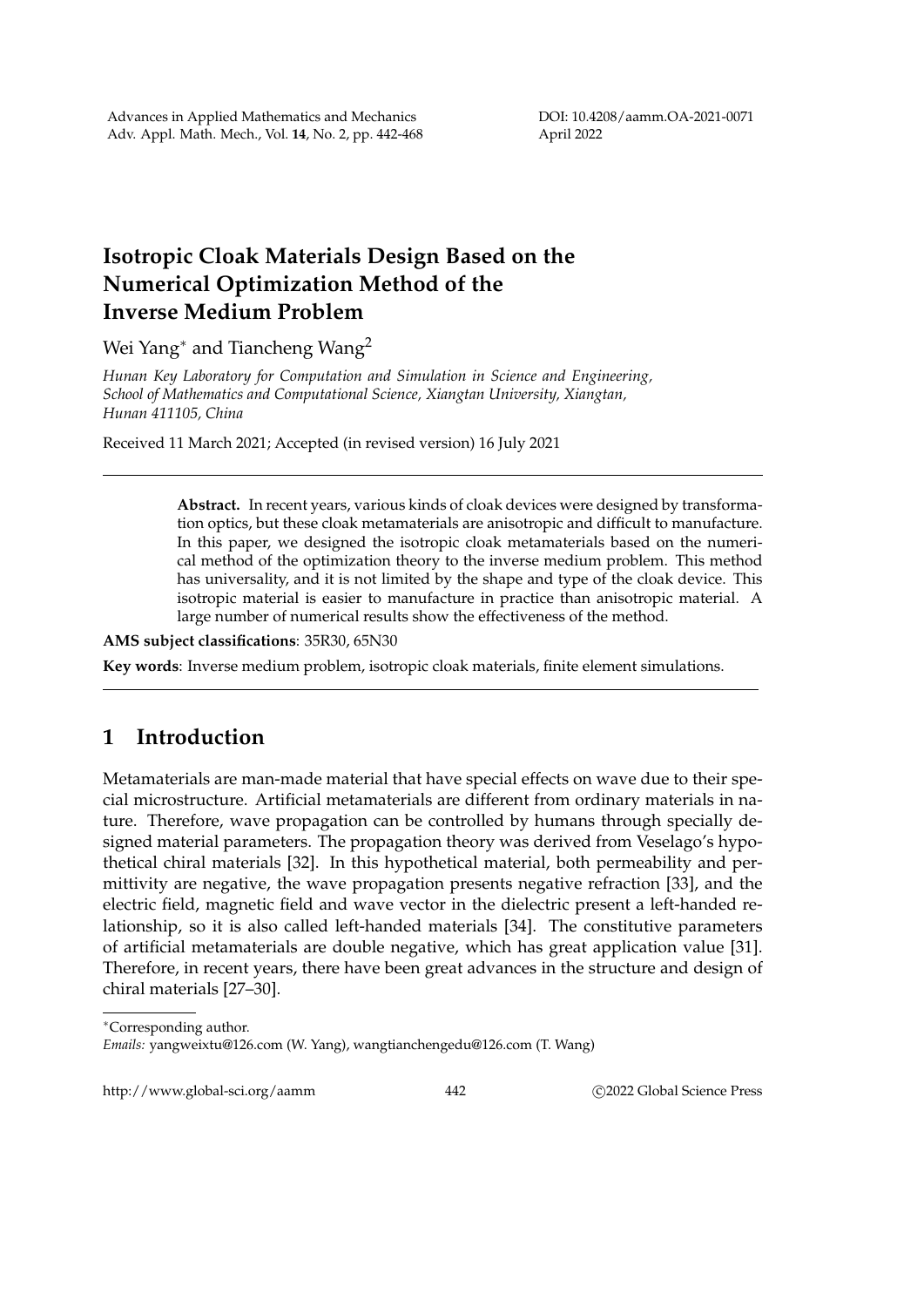# Isotropic Cloak Materials Design Based on the Numerical Optimization Method of the Inverse Medium Problem

Wei Yang* and Tiancheng Wang[2]

*Hunan Key Laboratory for Computation and Simulation in Science and Engineering, School of Mathematics and Computational Science, Xiangtan University, Xiangtan, Hunan 411105, China*

Received 11 March 2021; Accepted (in revised version) 16 July 2021

---

**Abstract.** In recent years, various kinds of cloak devices were designed by transformation optics, but these cloak metamaterials are anisotropic and difficult to manufacture. In this paper, we designed the isotropic cloak metamaterials based on the numerical method of the optimization theory to the inverse medium problem. This method has universality, and it is not limited by the shape and type of the cloak device. This isotropic material is easier to manufacture in practice than anisotropic material. A large number of numerical results show the effectiveness of the method.

**AMS subject classifications**: 35R30, 65N30

**Key words**: Inverse medium problem, isotropic cloak materials, finite element simulations.

---

## 1 Introduction

Metamaterials are man-made material that have special effects on wave due to their special microstructure. Artificial metamaterials are different from ordinary materials in nature. Therefore, wave propagation can be controlled by humans through specially designed material parameters. The propagation theory was derived from Veselago's hypothetical chiral materials [32]. In this hypothetical material, both permeability and permittivity are negative, the wave propagation presents negative refraction [33], and the electric field, magnetic field and wave vector in the dielectric present a left-handed relationship, so it is also called left-handed materials [34]. The constitutive parameters of artificial metamaterials are double negative, which has great application value [31]. Therefore, in recent years, there have been great advances in the structure and design of chiral materials [27–30].

*Corresponding author.

*Emails:* yangweixtu@126.com (W. Yang), wangtianchengedu@126.com (T. Wang)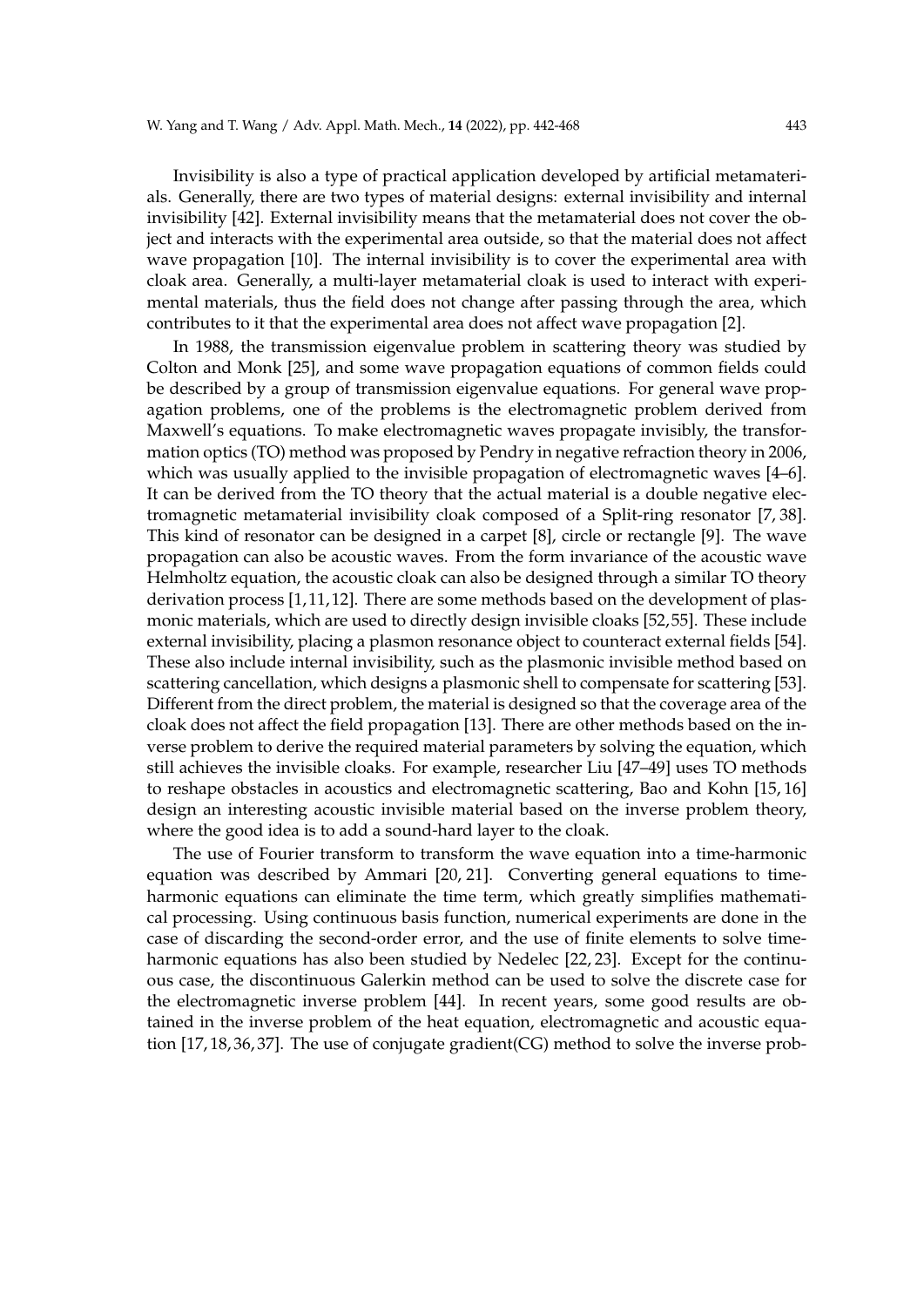Invisibility is also a type of practical application developed by artificial metamaterials. Generally, there are two types of material designs: external invisibility and internal invisibility [42]. External invisibility means that the metamaterial does not cover the object and interacts with the experimental area outside, so that the material does not affect wave propagation [10]. The internal invisibility is to cover the experimental area with cloak area. Generally, a multi-layer metamaterial cloak is used to interact with experimental materials, thus the field does not change after passing through the area, which contributes to it that the experimental area does not affect wave propagation [2].

In 1988, the transmission eigenvalue problem in scattering theory was studied by Colton and Monk [25], and some wave propagation equations of common fields could be described by a group of transmission eigenvalue equations. For general wave propagation problems, one of the problems is the electromagnetic problem derived from Maxwell's equations. To make electromagnetic waves propagate invisibly, the transformation optics (TO) method was proposed by Pendry in negative refraction theory in 2006, which was usually applied to the invisible propagation of electromagnetic waves [4–6]. It can be derived from the TO theory that the actual material is a double negative electromagnetic metamaterial invisibility cloak composed of a Split-ring resonator [7, 38]. This kind of resonator can be designed in a carpet [8], circle or rectangle [9]. The wave propagation can also be acoustic waves. From the form invariance of the acoustic wave Helmholtz equation, the acoustic cloak can also be designed through a similar TO theory derivation process [1, 11, 12]. There are some methods based on the development of plasmonic materials, which are used to directly design invisible cloaks [52, 55]. These include external invisibility, placing a plasmon resonance object to counteract external fields [54]. These also include internal invisibility, such as the plasmonic invisible method based on scattering cancellation, which designs a plasmonic shell to compensate for scattering [53]. Different from the direct problem, the material is designed so that the coverage area of the cloak does not affect the field propagation [13]. There are other methods based on the inverse problem to derive the required material parameters by solving the equation, which still achieves the invisible cloaks. For example, researcher Liu [47–49] uses TO methods to reshape obstacles in acoustics and electromagnetic scattering, Bao and Kohn [15, 16] design an interesting acoustic invisible material based on the inverse problem theory, where the good idea is to add a sound-hard layer to the cloak.

The use of Fourier transform to transform the wave equation into a time-harmonic equation was described by Ammari [20, 21]. Converting general equations to time-harmonic equations can eliminate the time term, which greatly simplifies mathematical processing. Using continuous basis function, numerical experiments are done in the case of discarding the second-order error, and the use of finite elements to solve time-harmonic equations has also been studied by Nedelec [22, 23]. Except for the continuous case, the discontinuous Galerkin method can be used to solve the discrete case for the electromagnetic inverse problem [44]. In recent years, some good results are obtained in the inverse problem of the heat equation, electromagnetic and acoustic equation [17, 18, 36, 37]. The use of conjugate gradient(CG) method to solve the inverse prob-